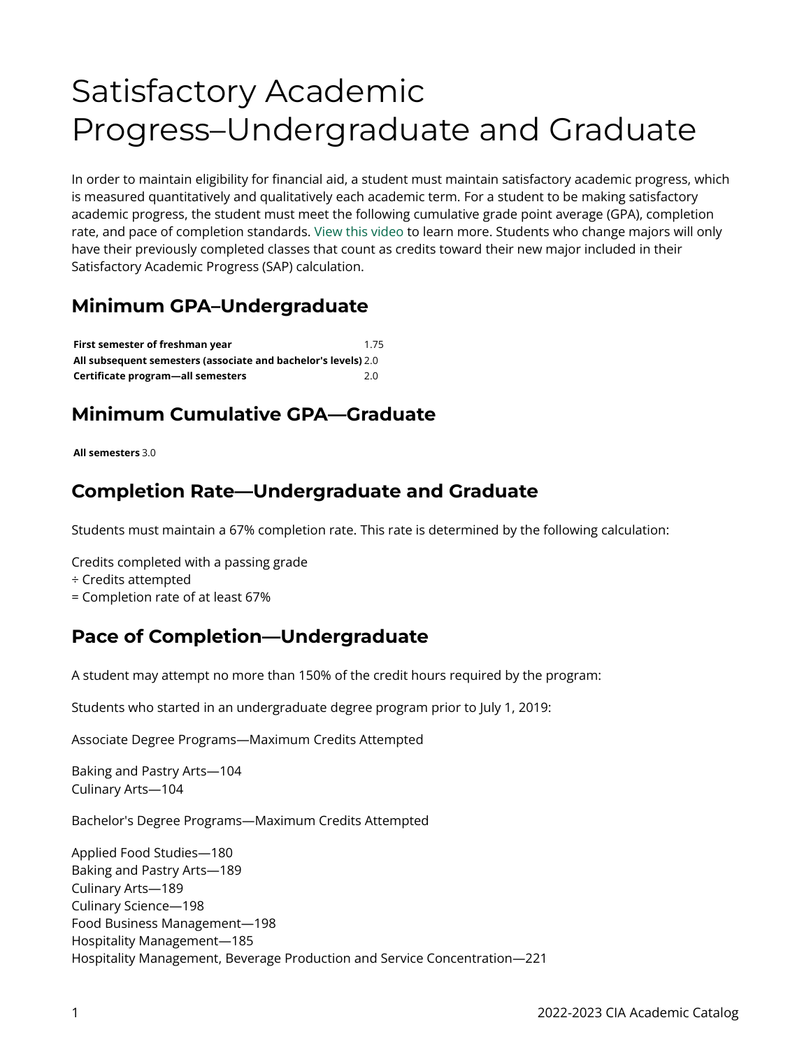# Satisfactory Academic Progress–Undergraduate and Graduate

In order to maintain eligibility for financial aid, a student must maintain satisfactory academic progress, which is measured quantitatively and qualitatively each academic term. For a student to be making satisfactory academic progress, the student must meet the following cumulative grade point average (GPA), completion rate, and pace of completion standards. View this video to learn more. Students who change majors will only have their previously completed classes that count as credits toward their new major included in their Satisfactory Academic Progress (SAP) calculation.

## Minimum GPA–Undergraduate

| | |
|---|---|
| **First semester of freshman year** | 1.75 |
| **All subsequent semesters (associate and bachelor's levels)** | 2.0 |
| **Certificate program—all semesters** | 2.0 |

## Minimum Cumulative GPA—Graduate

| | |
|---|---|
| **All semesters** | 3.0 |

## Completion Rate—Undergraduate and Graduate

Students must maintain a 67% completion rate. This rate is determined by the following calculation:

Credits completed with a passing grade
÷ Credits attempted
= Completion rate of at least 67%

## Pace of Completion—Undergraduate

A student may attempt no more than 150% of the credit hours required by the program:

Students who started in an undergraduate degree program prior to July 1, 2019:

Associate Degree Programs—Maximum Credits Attempted

Baking and Pastry Arts—104
Culinary Arts—104

Bachelor's Degree Programs—Maximum Credits Attempted

Applied Food Studies—180
Baking and Pastry Arts—189
Culinary Arts—189
Culinary Science—198
Food Business Management—198
Hospitality Management—185
Hospitality Management, Beverage Production and Service Concentration—221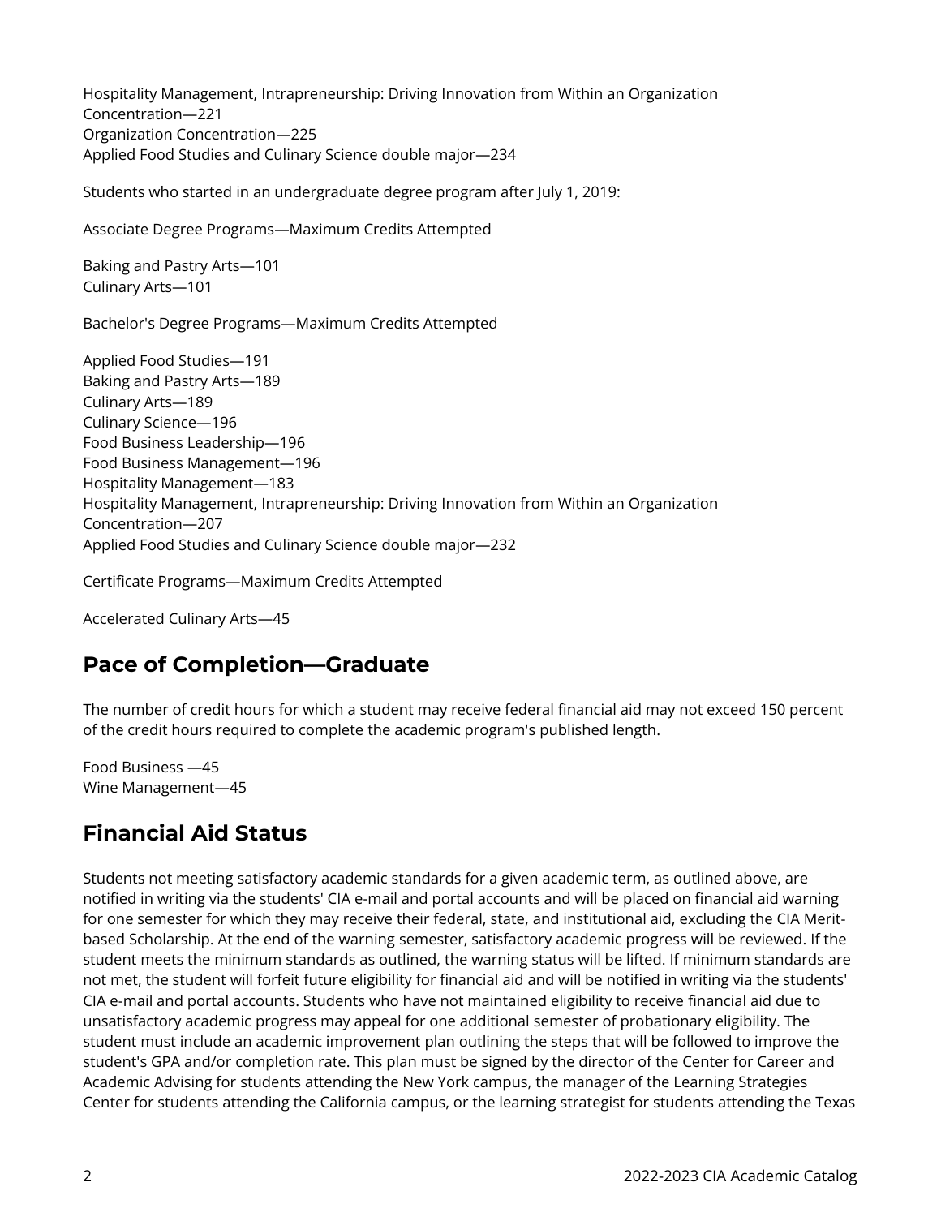Hospitality Management, Intrapreneurship: Driving Innovation from Within an Organization Concentration—221
Organization Concentration—225
Applied Food Studies and Culinary Science double major—234

Students who started in an undergraduate degree program after July 1, 2019:

Associate Degree Programs—Maximum Credits Attempted

Baking and Pastry Arts—101
Culinary Arts—101

Bachelor's Degree Programs—Maximum Credits Attempted

Applied Food Studies—191
Baking and Pastry Arts—189
Culinary Arts—189
Culinary Science—196
Food Business Leadership—196
Food Business Management—196
Hospitality Management—183
Hospitality Management, Intrapreneurship: Driving Innovation from Within an Organization Concentration—207
Applied Food Studies and Culinary Science double major—232

Certificate Programs—Maximum Credits Attempted

Accelerated Culinary Arts—45

## Pace of Completion—Graduate

The number of credit hours for which a student may receive federal financial aid may not exceed 150 percent of the credit hours required to complete the academic program's published length.

Food Business —45
Wine Management—45

## Financial Aid Status

Students not meeting satisfactory academic standards for a given academic term, as outlined above, are notified in writing via the students' CIA e-mail and portal accounts and will be placed on financial aid warning for one semester for which they may receive their federal, state, and institutional aid, excluding the CIA Merit-based Scholarship. At the end of the warning semester, satisfactory academic progress will be reviewed. If the student meets the minimum standards as outlined, the warning status will be lifted. If minimum standards are not met, the student will forfeit future eligibility for financial aid and will be notified in writing via the students' CIA e-mail and portal accounts. Students who have not maintained eligibility to receive financial aid due to unsatisfactory academic progress may appeal for one additional semester of probationary eligibility. The student must include an academic improvement plan outlining the steps that will be followed to improve the student's GPA and/or completion rate. This plan must be signed by the director of the Center for Career and Academic Advising for students attending the New York campus, the manager of the Learning Strategies Center for students attending the California campus, or the learning strategist for students attending the Texas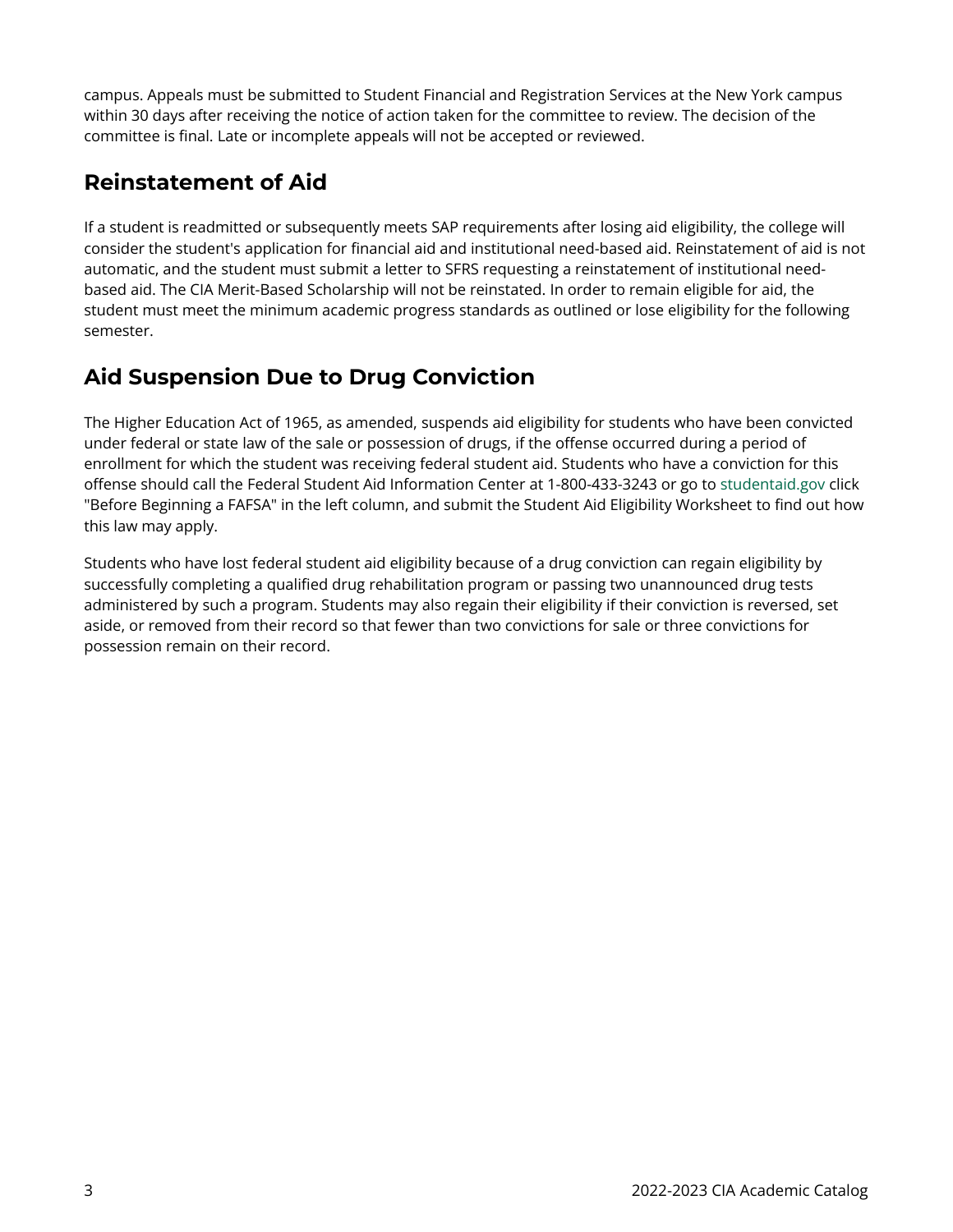campus. Appeals must be submitted to Student Financial and Registration Services at the New York campus within 30 days after receiving the notice of action taken for the committee to review. The decision of the committee is final. Late or incomplete appeals will not be accepted or reviewed.

## Reinstatement of Aid

If a student is readmitted or subsequently meets SAP requirements after losing aid eligibility, the college will consider the student's application for financial aid and institutional need-based aid. Reinstatement of aid is not automatic, and the student must submit a letter to SFRS requesting a reinstatement of institutional need-based aid. The CIA Merit-Based Scholarship will not be reinstated. In order to remain eligible for aid, the student must meet the minimum academic progress standards as outlined or lose eligibility for the following semester.

## Aid Suspension Due to Drug Conviction

The Higher Education Act of 1965, as amended, suspends aid eligibility for students who have been convicted under federal or state law of the sale or possession of drugs, if the offense occurred during a period of enrollment for which the student was receiving federal student aid. Students who have a conviction for this offense should call the Federal Student Aid Information Center at 1-800-433-3243 or go to studentaid.gov click "Before Beginning a FAFSA" in the left column, and submit the Student Aid Eligibility Worksheet to find out how this law may apply.

Students who have lost federal student aid eligibility because of a drug conviction can regain eligibility by successfully completing a qualified drug rehabilitation program or passing two unannounced drug tests administered by such a program. Students may also regain their eligibility if their conviction is reversed, set aside, or removed from their record so that fewer than two convictions for sale or three convictions for possession remain on their record.